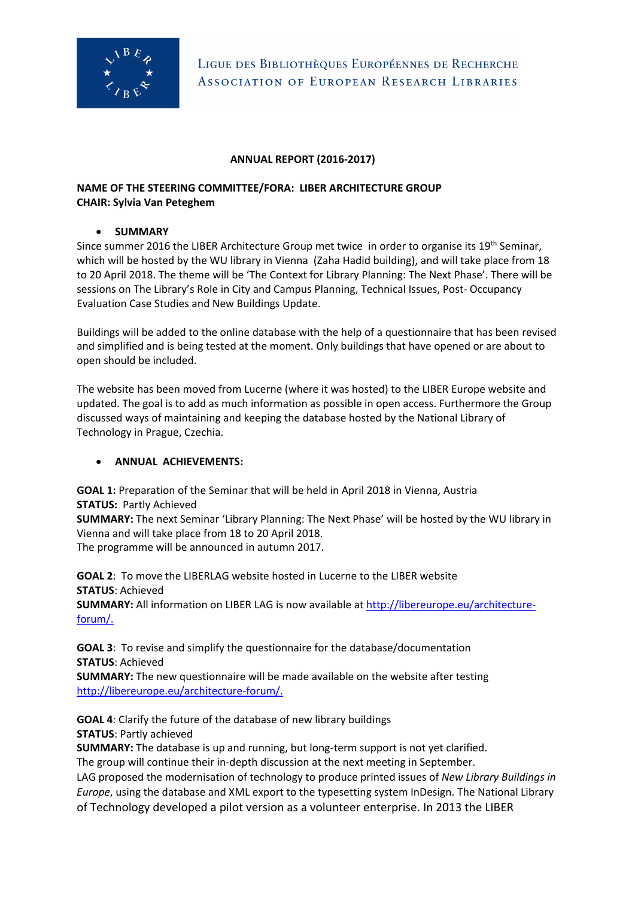Ligue des Bibliothèques Européennes de Recherche
Association of European Research Libraries

**ANNUAL REPORT (2016-2017)**

**NAME OF THE STEERING COMMITTEE/FORA: LIBER ARCHITECTURE GROUP**
**CHAIR: Sylvia Van Peteghem**

- **SUMMARY**

Since summer 2016 the LIBER Architecture Group met twice in order to organise its 19th Seminar, which will be hosted by the WU library in Vienna (Zaha Hadid building), and will take place from 18 to 20 April 2018. The theme will be 'The Context for Library Planning: The Next Phase'. There will be sessions on The Library's Role in City and Campus Planning, Technical Issues, Post- Occupancy Evaluation Case Studies and New Buildings Update.

Buildings will be added to the online database with the help of a questionnaire that has been revised and simplified and is being tested at the moment. Only buildings that have opened or are about to open should be included.

The website has been moved from Lucerne (where it was hosted) to the LIBER Europe website and updated. The goal is to add as much information as possible in open access. Furthermore the Group discussed ways of maintaining and keeping the database hosted by the National Library of Technology in Prague, Czechia.

- **ANNUAL ACHIEVEMENTS:**

**GOAL 1:** Preparation of the Seminar that will be held in April 2018 in Vienna, Austria
**STATUS:** Partly Achieved
**SUMMARY:** The next Seminar 'Library Planning: The Next Phase' will be hosted by the WU library in Vienna and will take place from 18 to 20 April 2018.
The programme will be announced in autumn 2017.

**GOAL 2**: To move the LIBERLAG website hosted in Lucerne to the LIBER website
**STATUS**: Achieved
**SUMMARY:** All information on LIBER LAG is now available at [http://libereurope.eu/architecture-forum/.](http://libereurope.eu/architecture-forum/)

**GOAL 3**: To revise and simplify the questionnaire for the database/documentation
**STATUS**: Achieved
**SUMMARY:** The new questionnaire will be made available on the website after testing [http://libereurope.eu/architecture-forum/.](http://libereurope.eu/architecture-forum/)

**GOAL 4**: Clarify the future of the database of new library buildings
**STATUS**: Partly achieved
**SUMMARY:** The database is up and running, but long-term support is not yet clarified.
The group will continue their in-depth discussion at the next meeting in September.
LAG proposed the modernisation of technology to produce printed issues of *New Library Buildings in Europe*, using the database and XML export to the typesetting system InDesign. The National Library of Technology developed a pilot version as a volunteer enterprise. In 2013 the LIBER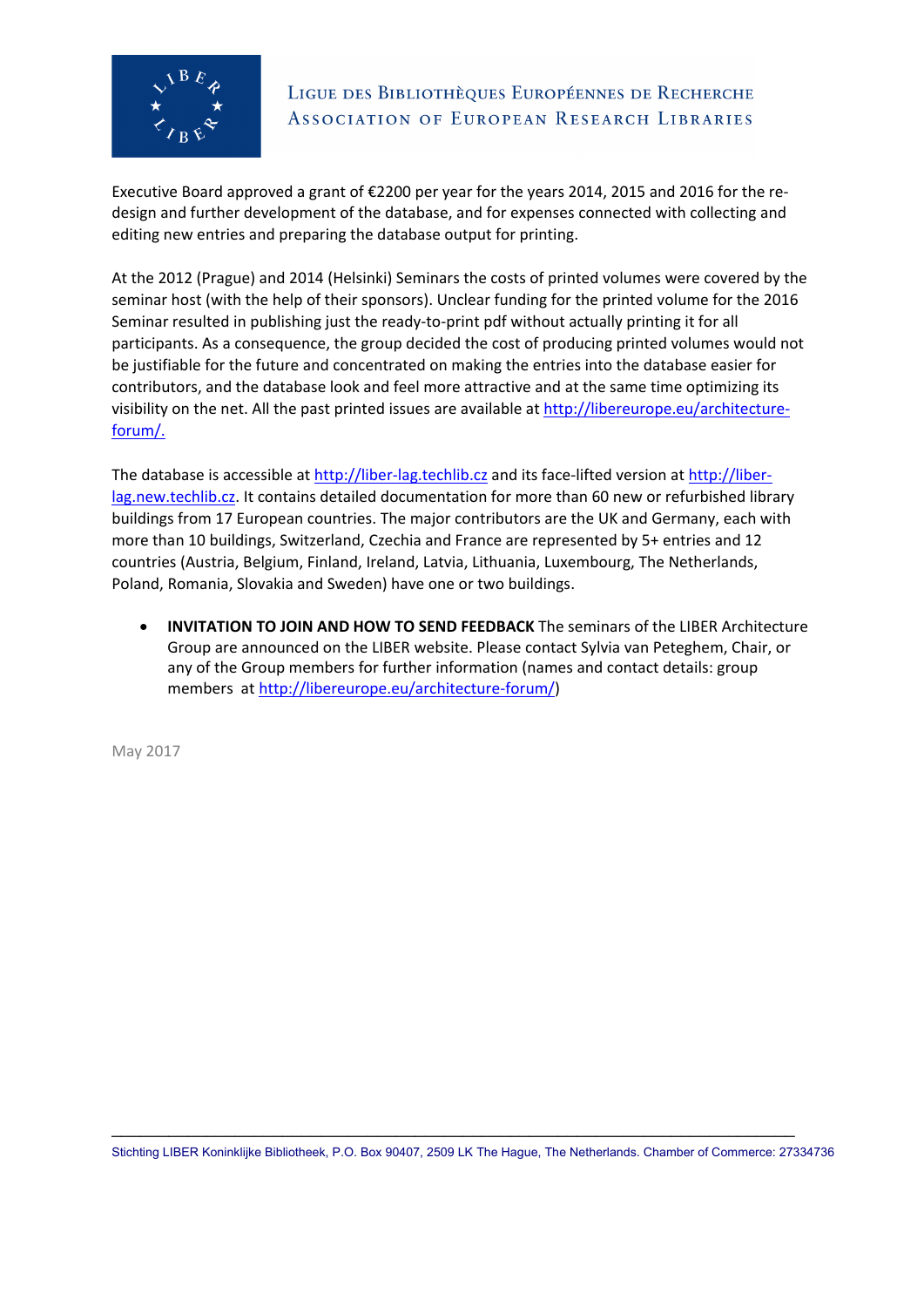Executive Board approved a grant of €2200 per year for the years 2014, 2015 and 2016 for the re-design and further development of the database, and for expenses connected with collecting and editing new entries and preparing the database output for printing.

At the 2012 (Prague) and 2014 (Helsinki) Seminars the costs of printed volumes were covered by the seminar host (with the help of their sponsors). Unclear funding for the printed volume for the 2016 Seminar resulted in publishing just the ready-to-print pdf without actually printing it for all participants. As a consequence, the group decided the cost of producing printed volumes would not be justifiable for the future and concentrated on making the entries into the database easier for contributors, and the database look and feel more attractive and at the same time optimizing its visibility on the net. All the past printed issues are available at [http://libereurope.eu/architecture-forum/.](http://libereurope.eu/architecture-forum/)

The database is accessible at [http://liber-lag.techlib.cz](http://liber-lag.techlib.cz) and its face-lifted version at [http://liber-lag.new.techlib.cz](http://liber-lag.new.techlib.cz). It contains detailed documentation for more than 60 new or refurbished library buildings from 17 European countries. The major contributors are the UK and Germany, each with more than 10 buildings, Switzerland, Czechia and France are represented by 5+ entries and 12 countries (Austria, Belgium, Finland, Ireland, Latvia, Lithuania, Luxembourg, The Netherlands, Poland, Romania, Slovakia and Sweden) have one or two buildings.

- **INVITATION TO JOIN AND HOW TO SEND FEEDBACK** The seminars of the LIBER Architecture Group are announced on the LIBER website. Please contact Sylvia van Peteghem, Chair, or any of the Group members for further information (names and contact details: group members at [http://libereurope.eu/architecture-forum/](http://libereurope.eu/architecture-forum/))

May 2017